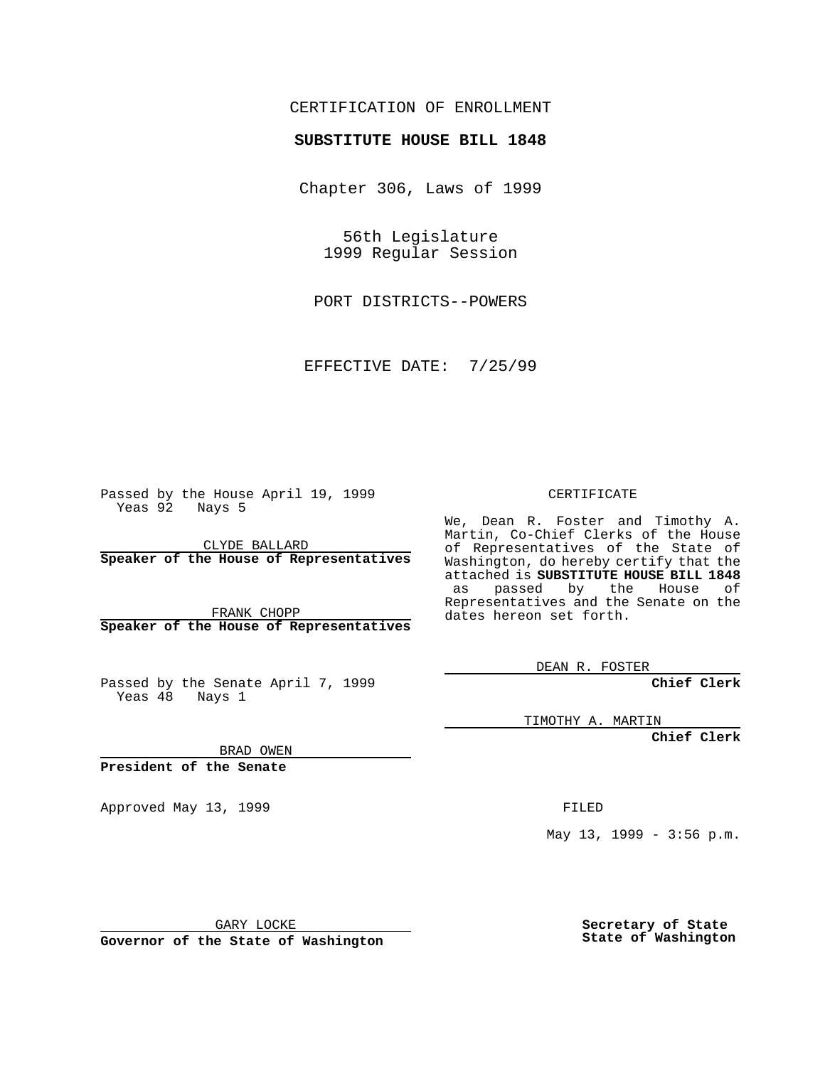CERTIFICATION OF ENROLLMENT

**SUBSTITUTE HOUSE BILL 1848**

Chapter 306, Laws of 1999

56th Legislature
1999 Regular Session

PORT DISTRICTS--POWERS

EFFECTIVE DATE: 7/25/99

Passed by the House April 19, 1999
Yeas 92 Nays 5

CLYDE BALLARD
**Speaker of the House of Representatives**

FRANK CHOPP
**Speaker of the House of Representatives**

Passed by the Senate April 7, 1999
Yeas 48 Nays 1

BRAD OWEN
**President of the Senate**

Approved May 13, 1999

GARY LOCKE
**Governor of the State of Washington**

CERTIFICATE

We, Dean R. Foster and Timothy A. Martin, Co-Chief Clerks of the House of Representatives of the State of Washington, do hereby certify that the attached is **SUBSTITUTE HOUSE BILL 1848** as passed by the House of Representatives and the Senate on the dates hereon set forth.

DEAN R. FOSTER
**Chief Clerk**

TIMOTHY A. MARTIN
**Chief Clerk**

FILED

May 13, 1999 - 3:56 p.m.

**Secretary of State**
**State of Washington**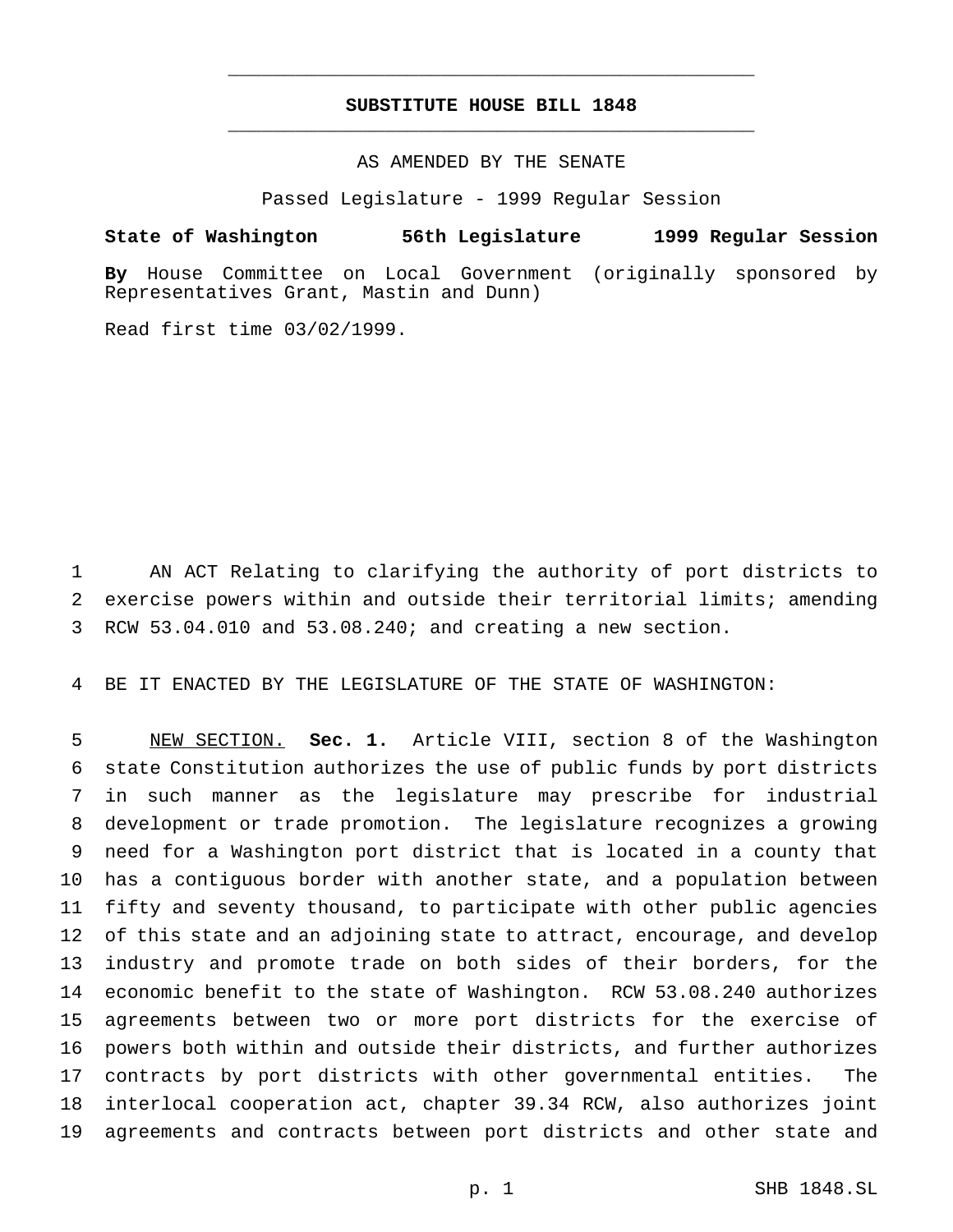# SUBSTITUTE HOUSE BILL 1848

AS AMENDED BY THE SENATE

Passed Legislature - 1999 Regular Session

**State of Washington 56th Legislature 1999 Regular Session**

**By** House Committee on Local Government (originally sponsored by Representatives Grant, Mastin and Dunn)

Read first time 03/02/1999.

AN ACT Relating to clarifying the authority of port districts to exercise powers within and outside their territorial limits; amending RCW 53.04.010 and 53.08.240; and creating a new section.

BE IT ENACTED BY THE LEGISLATURE OF THE STATE OF WASHINGTON:

NEW SECTION. **Sec. 1.** Article VIII, section 8 of the Washington state Constitution authorizes the use of public funds by port districts in such manner as the legislature may prescribe for industrial development or trade promotion. The legislature recognizes a growing need for a Washington port district that is located in a county that has a contiguous border with another state, and a population between fifty and seventy thousand, to participate with other public agencies of this state and an adjoining state to attract, encourage, and develop industry and promote trade on both sides of their borders, for the economic benefit to the state of Washington. RCW 53.08.240 authorizes agreements between two or more port districts for the exercise of powers both within and outside their districts, and further authorizes contracts by port districts with other governmental entities. The interlocal cooperation act, chapter 39.34 RCW, also authorizes joint agreements and contracts between port districts and other state and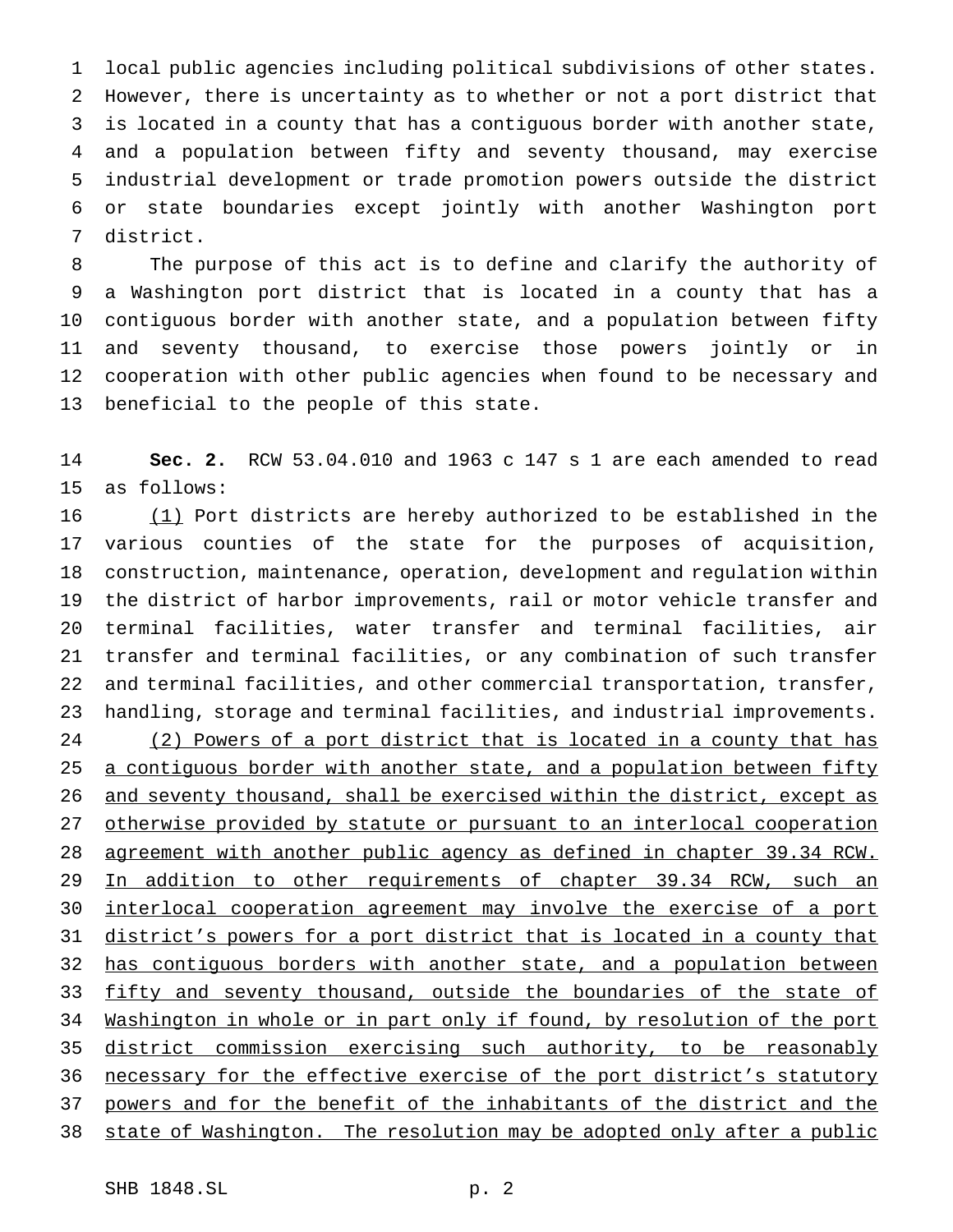local public agencies including political subdivisions of other states. However, there is uncertainty as to whether or not a port district that is located in a county that has a contiguous border with another state, and a population between fifty and seventy thousand, may exercise industrial development or trade promotion powers outside the district or state boundaries except jointly with another Washington port district.

The purpose of this act is to define and clarify the authority of a Washington port district that is located in a county that has a contiguous border with another state, and a population between fifty and seventy thousand, to exercise those powers jointly or in cooperation with other public agencies when found to be necessary and beneficial to the people of this state.

**Sec. 2.** RCW 53.04.010 and 1963 c 147 s 1 are each amended to read as follows:

<u>(1)</u> Port districts are hereby authorized to be established in the various counties of the state for the purposes of acquisition, construction, maintenance, operation, development and regulation within the district of harbor improvements, rail or motor vehicle transfer and terminal facilities, water transfer and terminal facilities, air transfer and terminal facilities, or any combination of such transfer and terminal facilities, and other commercial transportation, transfer, handling, storage and terminal facilities, and industrial improvements.

<u>(2) Powers of a port district that is located in a county that has a contiguous border with another state, and a population between fifty and seventy thousand, shall be exercised within the district, except as otherwise provided by statute or pursuant to an interlocal cooperation agreement with another public agency as defined in chapter 39.34 RCW. In addition to other requirements of chapter 39.34 RCW, such an interlocal cooperation agreement may involve the exercise of a port district's powers for a port district that is located in a county that has contiguous borders with another state, and a population between fifty and seventy thousand, outside the boundaries of the state of Washington in whole or in part only if found, by resolution of the port district commission exercising such authority, to be reasonably necessary for the effective exercise of the port district's statutory powers and for the benefit of the inhabitants of the district and the state of Washington. The resolution may be adopted only after a public</u>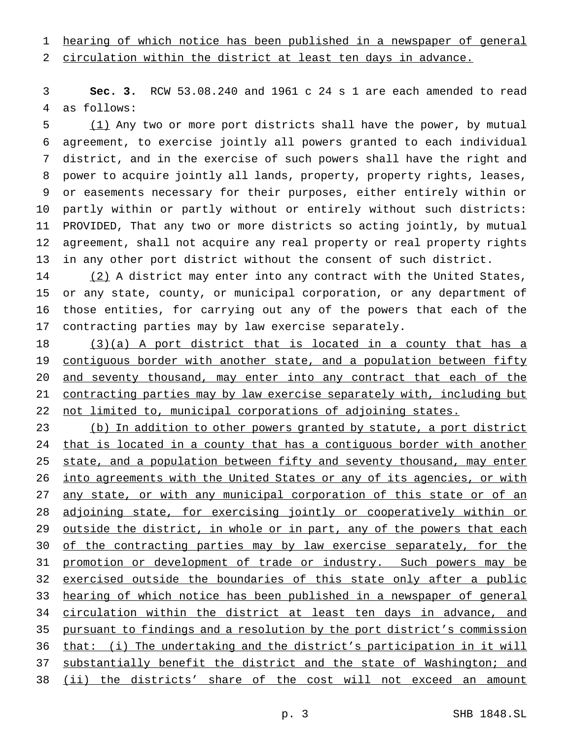hearing of which notice has been published in a newspaper of general circulation within the district at least ten days in advance.

**Sec. 3.** RCW 53.08.240 and 1961 c 24 s 1 are each amended to read as follows:

(1) Any two or more port districts shall have the power, by mutual agreement, to exercise jointly all powers granted to each individual district, and in the exercise of such powers shall have the right and power to acquire jointly all lands, property, property rights, leases, or easements necessary for their purposes, either entirely within or partly within or partly without or entirely without such districts: PROVIDED, That any two or more districts so acting jointly, by mutual agreement, shall not acquire any real property or real property rights in any other port district without the consent of such district.

(2) A district may enter into any contract with the United States, or any state, county, or municipal corporation, or any department of those entities, for carrying out any of the powers that each of the contracting parties may by law exercise separately.

(3)(a) A port district that is located in a county that has a contiguous border with another state, and a population between fifty and seventy thousand, may enter into any contract that each of the contracting parties may by law exercise separately with, including but not limited to, municipal corporations of adjoining states.

(b) In addition to other powers granted by statute, a port district that is located in a county that has a contiguous border with another state, and a population between fifty and seventy thousand, may enter into agreements with the United States or any of its agencies, or with any state, or with any municipal corporation of this state or of an adjoining state, for exercising jointly or cooperatively within or outside the district, in whole or in part, any of the powers that each of the contracting parties may by law exercise separately, for the promotion or development of trade or industry. Such powers may be exercised outside the boundaries of this state only after a public hearing of which notice has been published in a newspaper of general circulation within the district at least ten days in advance, and pursuant to findings and a resolution by the port district's commission that: (i) The undertaking and the district's participation in it will substantially benefit the district and the state of Washington; and (ii) the districts' share of the cost will not exceed an amount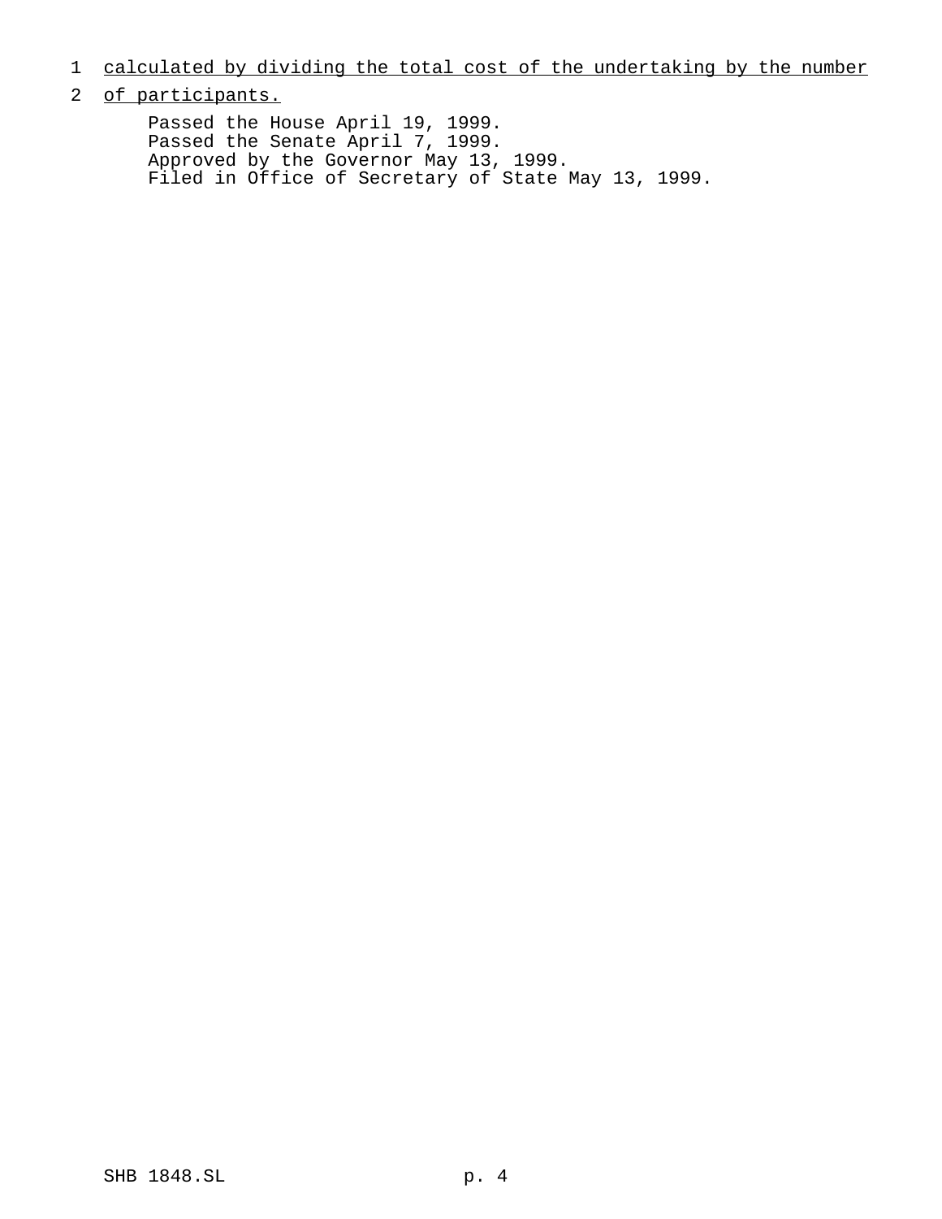<u>calculated by dividing the total cost of the undertaking by the number of participants.</u>

Passed the House April 19, 1999.
Passed the Senate April 7, 1999.
Approved by the Governor May 13, 1999.
Filed in Office of Secretary of State May 13, 1999.